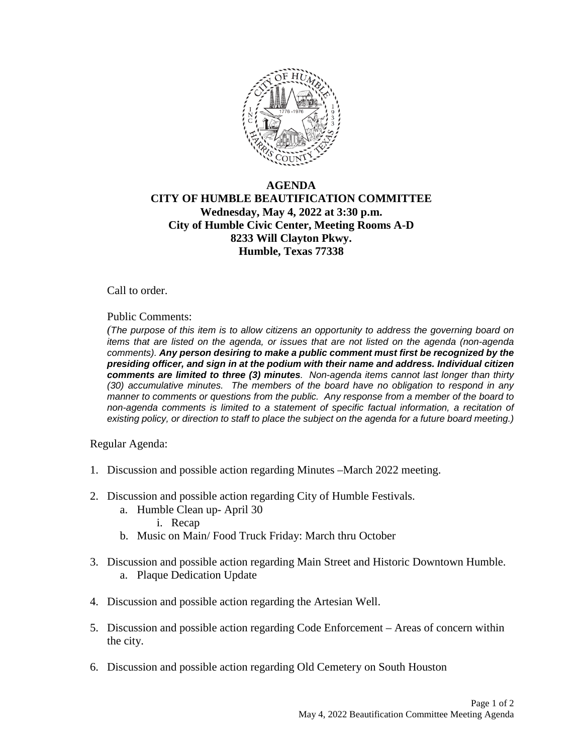# AGENDA
## CITY OF HUMBLE BEAUTIFICATION COMMITTEE
**Wednesday, May 4, 2022 at 3:30 p.m.**
**City of Humble Civic Center, Meeting Rooms A-D**
**8233 Will Clayton Pkwy.**
**Humble, Texas 77338**

Call to order.

Public Comments:

*(The purpose of this item is to allow citizens an opportunity to address the governing board on items that are listed on the agenda, or issues that are not listed on the agenda (non-agenda comments).* ***Any person desiring to make a public comment must first be recognized by the presiding officer, and sign in at the podium with their name and address. Individual citizen comments are limited to three (3) minutes****. Non-agenda items cannot last longer than thirty (30) accumulative minutes. The members of the board have no obligation to respond in any manner to comments or questions from the public. Any response from a member of the board to non-agenda comments is limited to a statement of specific factual information, a recitation of existing policy, or direction to staff to place the subject on the agenda for a future board meeting.)*

Regular Agenda:

1. Discussion and possible action regarding Minutes –March 2022 meeting.

2. Discussion and possible action regarding City of Humble Festivals.
   a. Humble Clean up- April 30
      i. Recap
   b. Music on Main/ Food Truck Friday: March thru October

3. Discussion and possible action regarding Main Street and Historic Downtown Humble.
   a. Plaque Dedication Update

4. Discussion and possible action regarding the Artesian Well.

5. Discussion and possible action regarding Code Enforcement – Areas of concern within the city.

6. Discussion and possible action regarding Old Cemetery on South Houston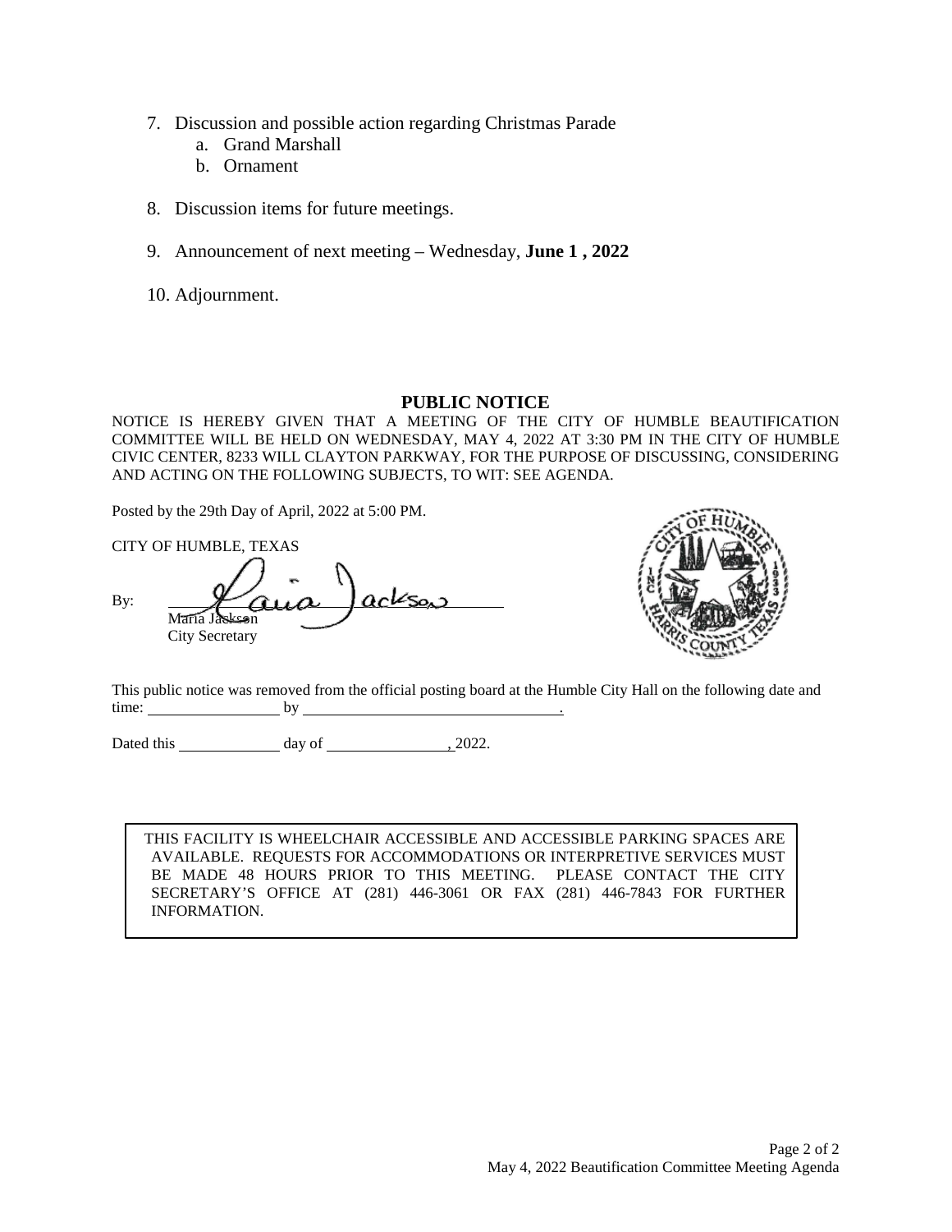7. Discussion and possible action regarding Christmas Parade
   a. Grand Marshall
   b. Ornament

8. Discussion items for future meetings.

9. Announcement of next meeting – Wednesday, **June 1 , 2022**

10. Adjournment.

## PUBLIC NOTICE

NOTICE IS HEREBY GIVEN THAT A MEETING OF THE CITY OF HUMBLE BEAUTIFICATION COMMITTEE WILL BE HELD ON WEDNESDAY, MAY 4, 2022 AT 3:30 PM IN THE CITY OF HUMBLE CIVIC CENTER, 8233 WILL CLAYTON PARKWAY, FOR THE PURPOSE OF DISCUSSING, CONSIDERING AND ACTING ON THE FOLLOWING SUBJECTS, TO WIT: SEE AGENDA.

Posted by the 29th Day of April, 2022 at 5:00 PM.

CITY OF HUMBLE, TEXAS

By: ______________________
Maria Jackson
City Secretary

This public notice was removed from the official posting board at the Humble City Hall on the following date and time: ______________ by ______________________________.

Dated this ____________ day of ______________, 2022.

THIS FACILITY IS WHEELCHAIR ACCESSIBLE AND ACCESSIBLE PARKING SPACES ARE AVAILABLE. REQUESTS FOR ACCOMMODATIONS OR INTERPRETIVE SERVICES MUST BE MADE 48 HOURS PRIOR TO THIS MEETING. PLEASE CONTACT THE CITY SECRETARY'S OFFICE AT (281) 446-3061 OR FAX (281) 446-7843 FOR FURTHER INFORMATION.